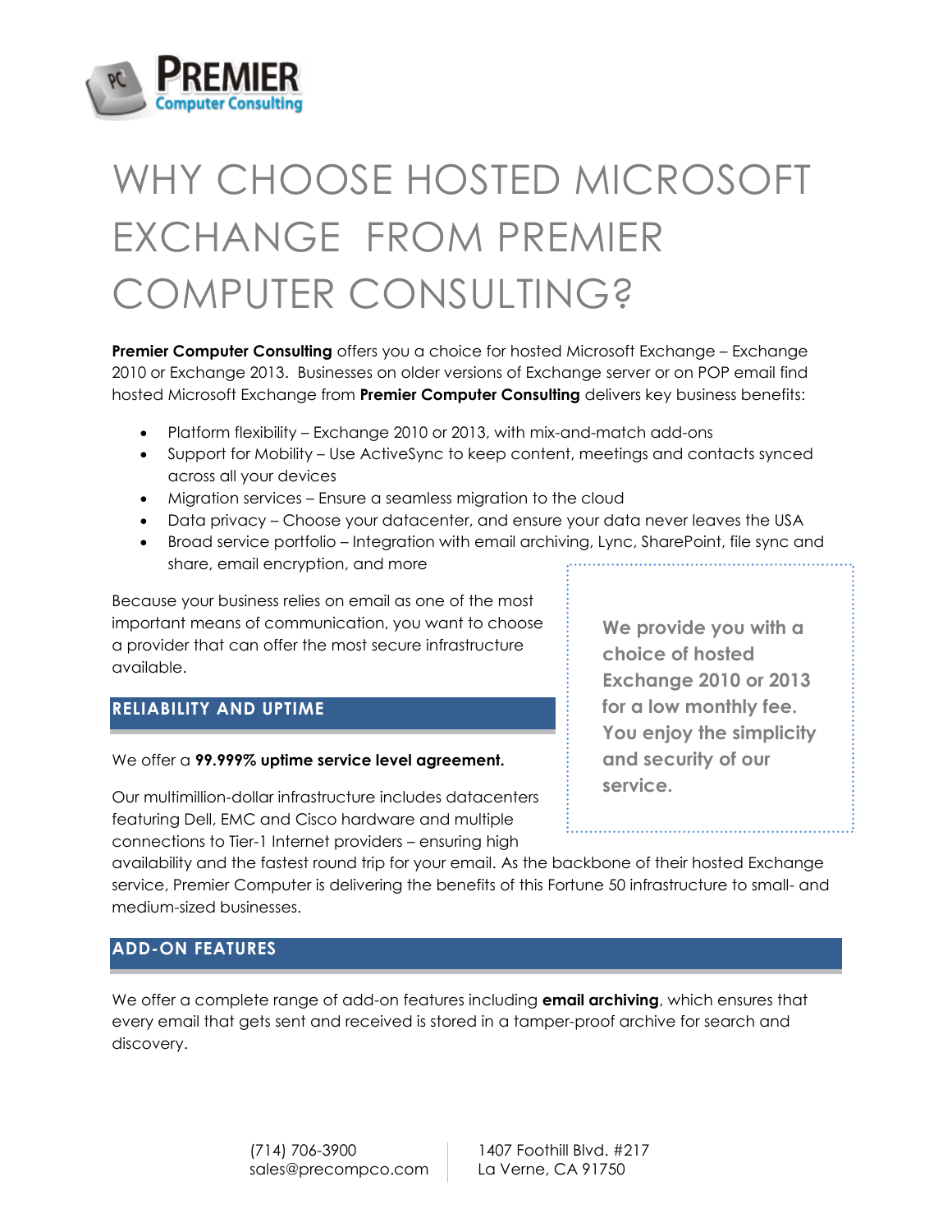# WHY CHOOSE HOSTED MICROSOFT EXCHANGE FROM PREMIER COMPUTER CONSULTING?

**Premier Computer Consulting** offers you a choice for hosted Microsoft Exchange – Exchange 2010 or Exchange 2013. Businesses on older versions of Exchange server or on POP email find hosted Microsoft Exchange from **Premier Computer Consulting** delivers key business benefits:

- Platform flexibility – Exchange 2010 or 2013, with mix-and-match add-ons
- Support for Mobility – Use ActiveSync to keep content, meetings and contacts synced across all your devices
- Migration services – Ensure a seamless migration to the cloud
- Data privacy – Choose your datacenter, and ensure your data never leaves the USA
- Broad service portfolio – Integration with email archiving, Lync, SharePoint, file sync and share, email encryption, and more

Because your business relies on email as one of the most important means of communication, you want to choose a provider that can offer the most secure infrastructure available.

**We provide you with a choice of hosted Exchange 2010 or 2013 for a low monthly fee. You enjoy the simplicity and security of our service.**

## RELIABILITY AND UPTIME

We offer a **99.999% uptime service level agreement.**

Our multimillion-dollar infrastructure includes datacenters featuring Dell, EMC and Cisco hardware and multiple connections to Tier-1 Internet providers – ensuring high availability and the fastest round trip for your email. As the backbone of their hosted Exchange service, Premier Computer is delivering the benefits of this Fortune 50 infrastructure to small- and medium-sized businesses.

## ADD-ON FEATURES

We offer a complete range of add-on features including **email archiving**, which ensures that every email that gets sent and received is stored in a tamper-proof archive for search and discovery.

(714) 706-3900
sales@precompco.com

1407 Foothill Blvd. #217
La Verne, CA 91750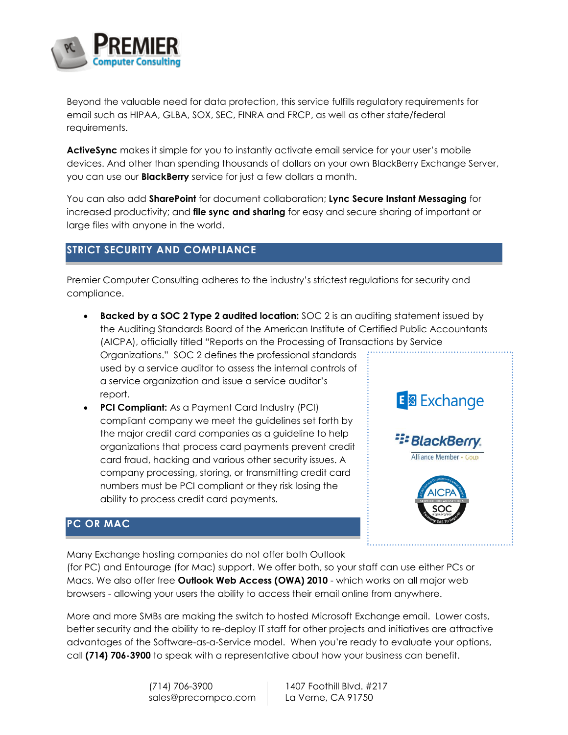Beyond the valuable need for data protection, this service fulfills regulatory requirements for email such as HIPAA, GLBA, SOX, SEC, FINRA and FRCP, as well as other state/federal requirements.

**ActiveSync** makes it simple for you to instantly activate email service for your user's mobile devices. And other than spending thousands of dollars on your own BlackBerry Exchange Server, you can use our **BlackBerry** service for just a few dollars a month.

You can also add **SharePoint** for document collaboration; **Lync Secure Instant Messaging** for increased productivity; and **file sync and sharing** for easy and secure sharing of important or large files with anyone in the world.

## STRICT SECURITY AND COMPLIANCE

Premier Computer Consulting adheres to the industry's strictest regulations for security and compliance.

- **Backed by a SOC 2 Type 2 audited location:** SOC 2 is an auditing statement issued by the Auditing Standards Board of the American Institute of Certified Public Accountants (AICPA), officially titled "Reports on the Processing of Transactions by Service Organizations." SOC 2 defines the professional standards used by a service auditor to assess the internal controls of a service organization and issue a service auditor's report.
- **PCI Compliant:** As a Payment Card Industry (PCI) compliant company we meet the guidelines set forth by the major credit card companies as a guideline to help organizations that process card payments prevent credit card fraud, hacking and various other security issues. A company processing, storing, or transmitting credit card numbers must be PCI compliant or they risk losing the ability to process credit card payments.

## PC OR MAC

Many Exchange hosting companies do not offer both Outlook (for PC) and Entourage (for Mac) support. We offer both, so your staff can use either PCs or Macs. We also offer free **Outlook Web Access (OWA) 2010** - which works on all major web browsers - allowing your users the ability to access their email online from anywhere.

More and more SMBs are making the switch to hosted Microsoft Exchange email. Lower costs, better security and the ability to re-deploy IT staff for other projects and initiatives are attractive advantages of the Software-as-a-Service model. When you're ready to evaluate your options, call **(714) 706-3900** to speak with a representative about how your business can benefit.

(714) 706-3900
sales@precompco.com

1407 Foothill Blvd. #217
La Verne, CA 91750